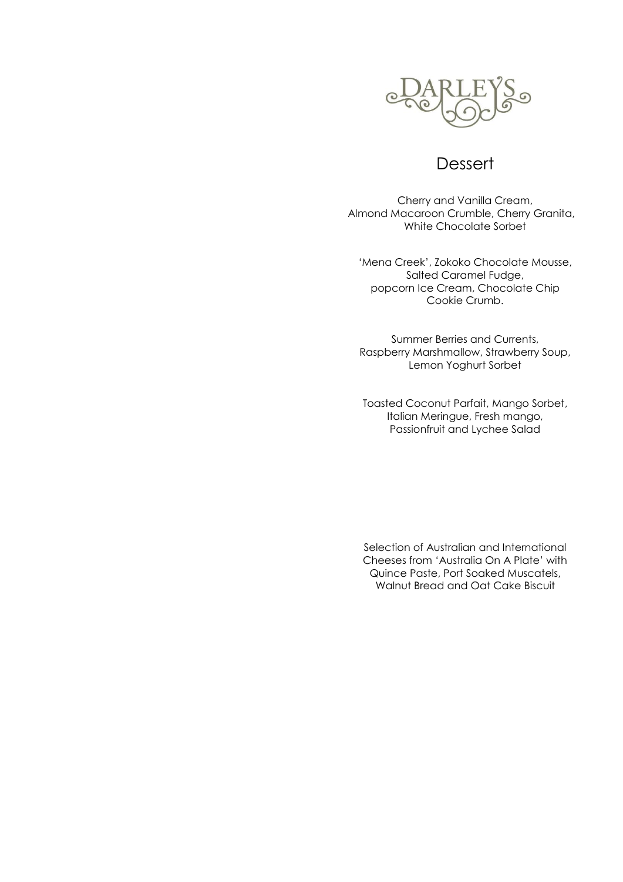# DARLEYS

## Dessert

Cherry and Vanilla Cream,
Almond Macaroon Crumble, Cherry Granita,
White Chocolate Sorbet

'Mena Creek', Zokoko Chocolate Mousse,
Salted Caramel Fudge,
popcorn Ice Cream, Chocolate Chip
Cookie Crumb.

Summer Berries and Currents,
Raspberry Marshmallow, Strawberry Soup,
Lemon Yoghurt Sorbet

Toasted Coconut Parfait, Mango Sorbet,
Italian Meringue, Fresh mango,
Passionfruit and Lychee Salad

Selection of Australian and International
Cheeses from 'Australia On A Plate' with
Quince Paste, Port Soaked Muscatels,
Walnut Bread and Oat Cake Biscuit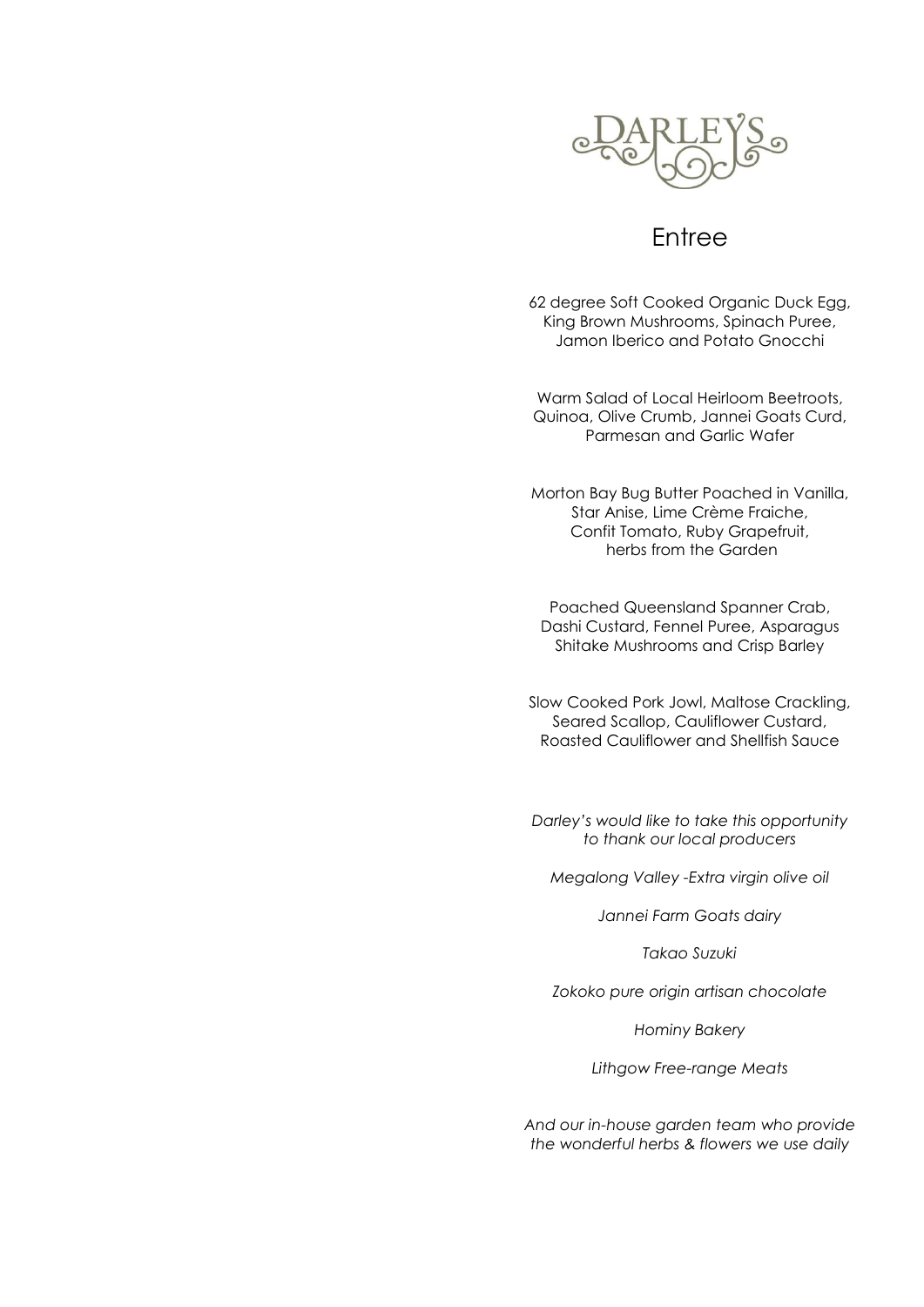DARLEYS

# Entree

62 degree Soft Cooked Organic Duck Egg,
King Brown Mushrooms, Spinach Puree,
Jamon Iberico and Potato Gnocchi

Warm Salad of Local Heirloom Beetroots,
Quinoa, Olive Crumb, Jannei Goats Curd,
Parmesan and Garlic Wafer

Morton Bay Bug Butter Poached in Vanilla,
Star Anise, Lime Crème Fraiche,
Confit Tomato, Ruby Grapefruit,
herbs from the Garden

Poached Queensland Spanner Crab,
Dashi Custard, Fennel Puree, Asparagus
Shitake Mushrooms and Crisp Barley

Slow Cooked Pork Jowl, Maltose Crackling,
Seared Scallop, Cauliflower Custard,
Roasted Cauliflower and Shellfish Sauce

*Darley's would like to take this opportunity to thank our local producers*

*Megalong Valley -Extra virgin olive oil*

*Jannei Farm Goats dairy*

*Takao Suzuki*

*Zokoko pure origin artisan chocolate*

*Hominy Bakery*

*Lithgow Free-range Meats*

*And our in-house garden team who provide the wonderful herbs & flowers we use daily*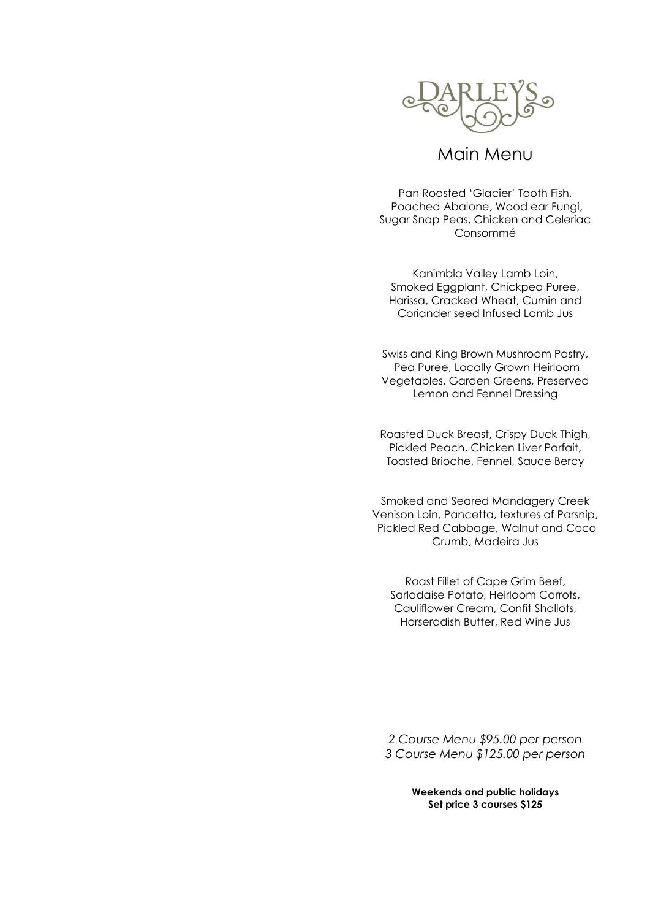# DARLEYS

## Main Menu

Pan Roasted 'Glacier' Tooth Fish, Poached Abalone, Wood ear Fungi, Sugar Snap Peas, Chicken and Celeriac Consommé

Kanimbla Valley Lamb Loin, Smoked Eggplant, Chickpea Puree, Harissa, Cracked Wheat, Cumin and Coriander seed Infused Lamb Jus

Swiss and King Brown Mushroom Pastry, Pea Puree, Locally Grown Heirloom Vegetables, Garden Greens, Preserved Lemon and Fennel Dressing

Roasted Duck Breast, Crispy Duck Thigh, Pickled Peach, Chicken Liver Parfait, Toasted Brioche, Fennel, Sauce Bercy

Smoked and Seared Mandagery Creek Venison Loin, Pancetta, textures of Parsnip, Pickled Red Cabbage, Walnut and Coco Crumb, Madeira Jus

Roast Fillet of Cape Grim Beef, Sarladaise Potato, Heirloom Carrots, Cauliflower Cream, Confit Shallots, Horseradish Butter, Red Wine Jus

*2 Course Menu $95.00 per person*
*3 Course Menu $125.00 per person*

**Weekends and public holidays**
**Set price 3 courses $125**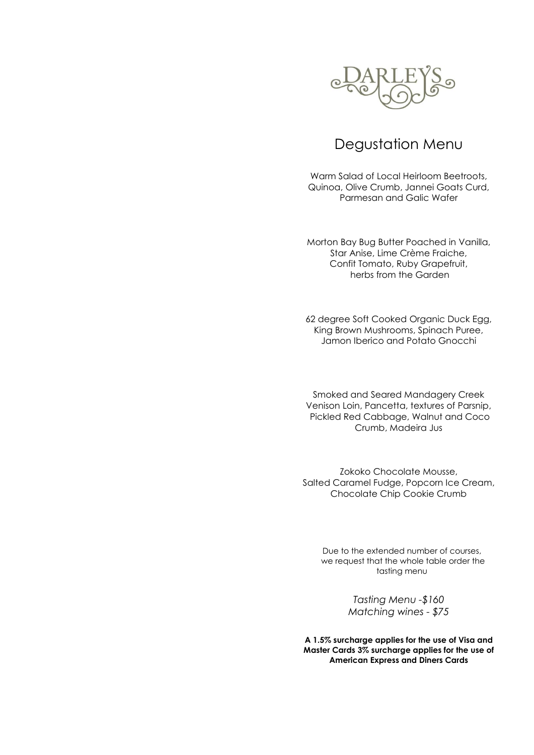DARLEYS

# Degustation Menu

Warm Salad of Local Heirloom Beetroots,
Quinoa, Olive Crumb, Jannei Goats Curd,
Parmesan and Galic Wafer

Morton Bay Bug Butter Poached in Vanilla,
Star Anise, Lime Crème Fraiche,
Confit Tomato, Ruby Grapefruit,
herbs from the Garden

62 degree Soft Cooked Organic Duck Egg,
King Brown Mushrooms, Spinach Puree,
Jamon Iberico and Potato Gnocchi

Smoked and Seared Mandagery Creek
Venison Loin, Pancetta, textures of Parsnip,
Pickled Red Cabbage, Walnut and Coco
Crumb, Madeira Jus

Zokoko Chocolate Mousse,
Salted Caramel Fudge, Popcorn Ice Cream,
Chocolate Chip Cookie Crumb

Due to the extended number of courses,
we request that the whole table order the
tasting menu

*Tasting Menu -$160*
*Matching wines - $75*

**A 1.5% surcharge applies for the use of Visa and Master Cards 3% surcharge applies for the use of American Express and Diners Cards**